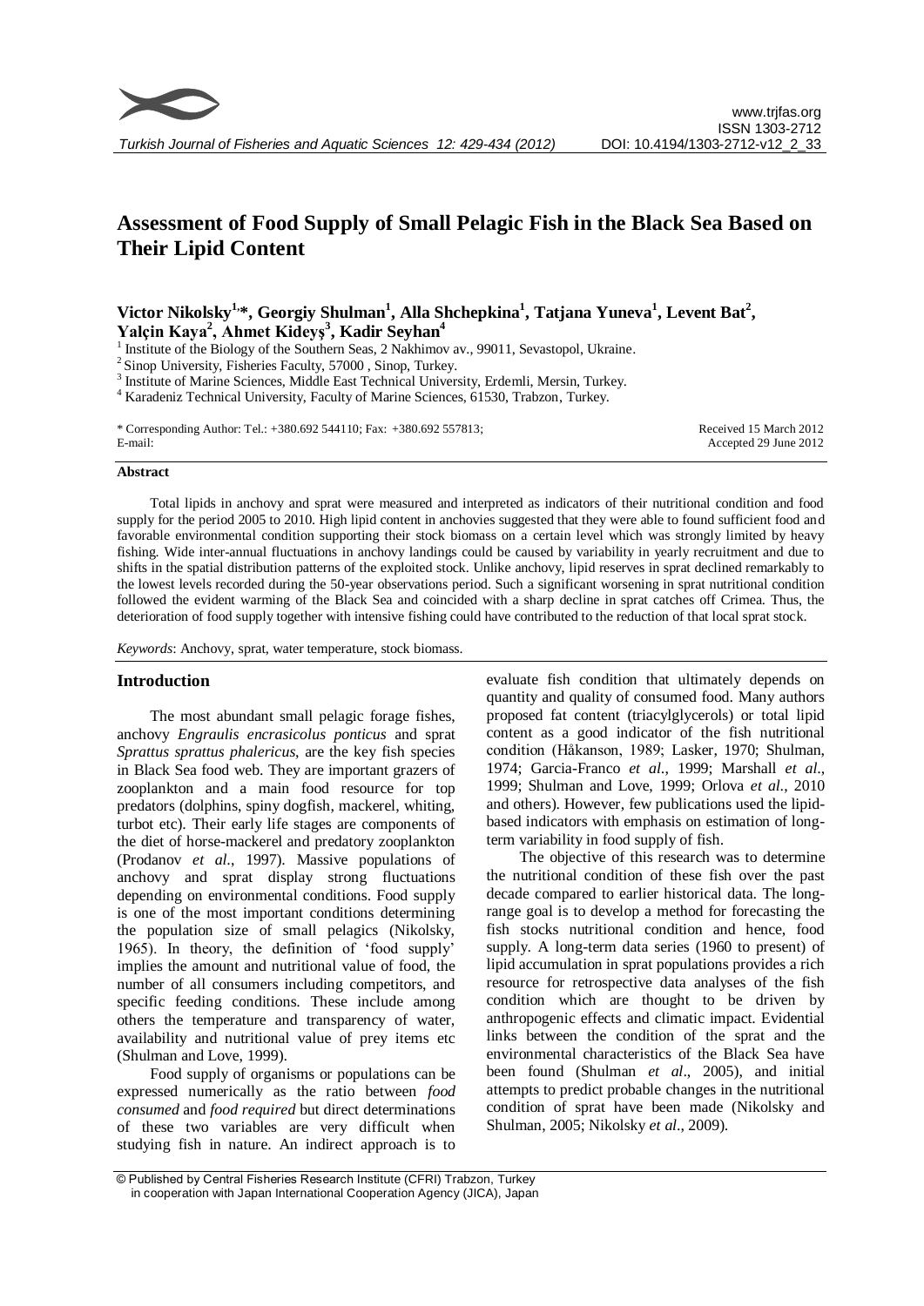# Assessment of Food Supply of Small Pelagic Fish in the Black Sea Based on Their Lipid Content

**Victor Nikolsky[1,*], Georgiy Shulman[1], Alla Shchepkina[1], Tatjana Yuneva[1], Levent Bat[2], Yalçin Kaya[2], Ahmet Kideyş[3], Kadir Seyhan[4]**

[1] Institute of the Biology of the Southern Seas, 2 Nakhimov av., 99011, Sevastopol, Ukraine.
[2] Sinop University, Fisheries Faculty, 57000 , Sinop, Turkey.
[3] Institute of Marine Sciences, Middle East Technical University, Erdemli, Mersin, Turkey.
[4] Karadeniz Technical University, Faculty of Marine Sciences, 61530, Trabzon, Turkey.

\* Corresponding Author: Tel.: +380.692 544110; Fax: +380.692 557813;
E-mail:

Received 15 March 2012
Accepted 29 June 2012

## Abstract

Total lipids in anchovy and sprat were measured and interpreted as indicators of their nutritional condition and food supply for the period 2005 to 2010. High lipid content in anchovies suggested that they were able to found sufficient food and favorable environmental condition supporting their stock biomass on a certain level which was strongly limited by heavy fishing. Wide inter-annual fluctuations in anchovy landings could be caused by variability in yearly recruitment and due to shifts in the spatial distribution patterns of the exploited stock. Unlike anchovy, lipid reserves in sprat declined remarkably to the lowest levels recorded during the 50-year observations period. Such a significant worsening in sprat nutritional condition followed the evident warming of the Black Sea and coincided with a sharp decline in sprat catches off Crimea. Thus, the deterioration of food supply together with intensive fishing could have contributed to the reduction of that local sprat stock.

*Keywords*: Anchovy, sprat, water temperature, stock biomass.

## Introduction

The most abundant small pelagic forage fishes, anchovy *Engraulis encrasicolus ponticus* and sprat *Sprattus sprattus phalericus*, are the key fish species in Black Sea food web. They are important grazers of zooplankton and a main food resource for top predators (dolphins, spiny dogfish, mackerel, whiting, turbot etc). Their early life stages are components of the diet of horse-mackerel and predatory zooplankton (Prodanov *et al*., 1997). Massive populations of anchovy and sprat display strong fluctuations depending on environmental conditions. Food supply is one of the most important conditions determining the population size of small pelagics (Nikolsky, 1965). In theory, the definition of 'food supply' implies the amount and nutritional value of food, the number of all consumers including competitors, and specific feeding conditions. These include among others the temperature and transparency of water, availability and nutritional value of prey items etc (Shulman and Love, 1999).

Food supply of organisms or populations can be expressed numerically as the ratio between *food consumed* and *food required* but direct determinations of these two variables are very difficult when studying fish in nature. An indirect approach is to evaluate fish condition that ultimately depends on quantity and quality of consumed food. Many authors proposed fat content (triacylglycerols) or total lipid content as a good indicator of the fish nutritional condition (Håkanson, 1989; Lasker, 1970; Shulman, 1974; Garcia-Franco *et al*., 1999; Marshall *et al*., 1999; Shulman and Love, 1999; Orlova *et al*., 2010 and others). However, few publications used the lipid-based indicators with emphasis on estimation of long-term variability in food supply of fish.

The objective of this research was to determine the nutritional condition of these fish over the past decade compared to earlier historical data. The long-range goal is to develop a method for forecasting the fish stocks nutritional condition and hence, food supply. A long-term data series (1960 to present) of lipid accumulation in sprat populations provides a rich resource for retrospective data analyses of the fish condition which are thought to be driven by anthropogenic effects and climatic impact. Evidential links between the condition of the sprat and the environmental characteristics of the Black Sea have been found (Shulman *et al*., 2005), and initial attempts to predict probable changes in the nutritional condition of sprat have been made (Nikolsky and Shulman, 2005; Nikolsky *et al*., 2009).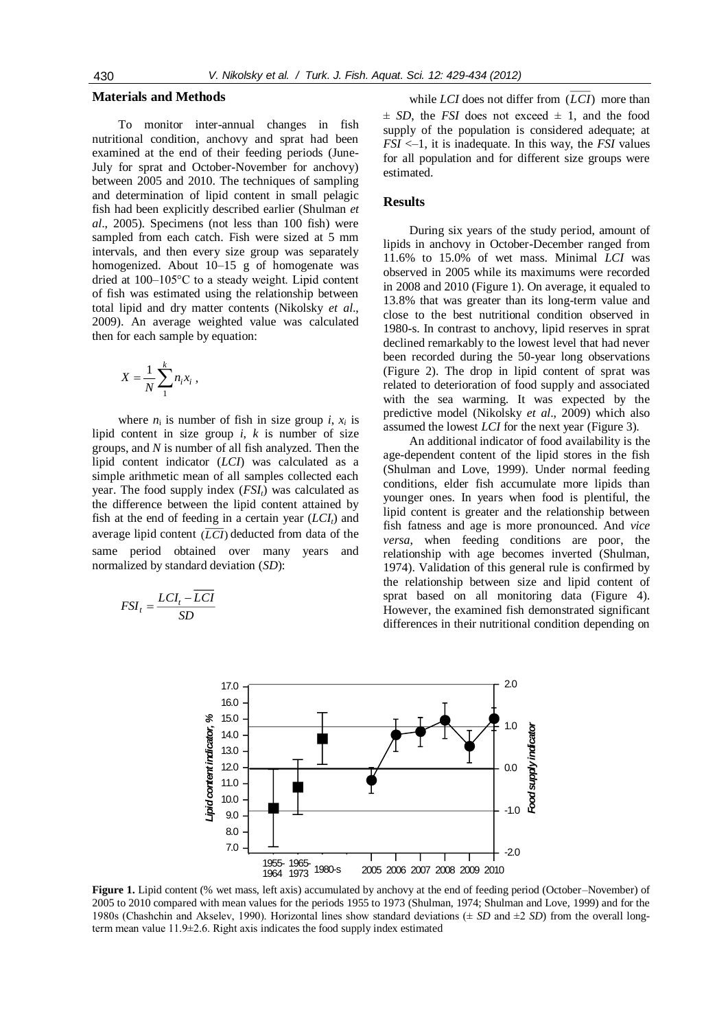## Materials and Methods

To monitor inter-annual changes in fish nutritional condition, anchovy and sprat had been examined at the end of their feeding periods (June-July for sprat and October-November for anchovy) between 2005 and 2010. The techniques of sampling and determination of lipid content in small pelagic fish had been explicitly described earlier (Shulman *et al*., 2005). Specimens (not less than 100 fish) were sampled from each catch. Fish were sized at 5 mm intervals, and then every size group was separately homogenized. About 10–15 g of homogenate was dried at 100–105°C to a steady weight. Lipid content of fish was estimated using the relationship between total lipid and dry matter contents (Nikolsky *et al*., 2009). An average weighted value was calculated then for each sample by equation:

$$X = \frac{1}{N}\sum_{1}^{k} n_i x_i \, ,$$

where $n_i$ is number of fish in size group $i$, $x_i$ is lipid content in size group $i$, $k$ is number of size groups, and $N$ is number of all fish analyzed. Then the lipid content indicator (*LCI*) was calculated as a simple arithmetic mean of all samples collected each year. The food supply index ($FSI_t$) was calculated as the difference between the lipid content attained by fish at the end of feeding in a certain year ($LCI_t$) and average lipid content ($\overline{LCI}$) deducted from data of the same period obtained over many years and normalized by standard deviation (*SD*):

$$FSI_t = \frac{LCI_t - \overline{LCI}}{SD}$$

while *LCI* does not differ from ($\overline{LCI}$) more than $\pm$ *SD*, the *FSI* does not exceed $\pm$ 1, and the food supply of the population is considered adequate; at $FSI < -1$, it is inadequate. In this way, the *FSI* values for all population and for different size groups were estimated.

## Results

During six years of the study period, amount of lipids in anchovy in October-December ranged from 11.6% to 15.0% of wet mass. Minimal *LCI* was observed in 2005 while its maximums were recorded in 2008 and 2010 (Figure 1). On average, it equaled to 13.8% that was greater than its long-term value and close to the best nutritional condition observed in 1980-s. In contrast to anchovy, lipid reserves in sprat declined remarkably to the lowest level that had never been recorded during the 50-year long observations (Figure 2). The drop in lipid content of sprat was related to deterioration of food supply and associated with the sea warming. It was expected by the predictive model (Nikolsky *et al*., 2009) which also assumed the lowest *LCI* for the next year (Figure 3).

An additional indicator of food availability is the age-dependent content of the lipid stores in the fish (Shulman and Love, 1999). Under normal feeding conditions, elder fish accumulate more lipids than younger ones. In years when food is plentiful, the lipid content is greater and the relationship between fish fatness and age is more pronounced. And *vice versa*, when feeding conditions are poor, the relationship with age becomes inverted (Shulman, 1974). Validation of this general rule is confirmed by the relationship between size and lipid content of sprat based on all monitoring data (Figure 4). However, the examined fish demonstrated significant differences in their nutritional condition depending on

**Figure 1.** Lipid content (% wet mass, left axis) accumulated by anchovy at the end of feeding period (October–November) of 2005 to 2010 compared with mean values for the periods 1955 to 1973 (Shulman, 1974; Shulman and Love, 1999) and for the 1980s (Chashchin and Akselev, 1990). Horizontal lines show standard deviations (± *SD* and ±2 *SD*) from the overall long-term mean value 11.9±2.6. Right axis indicates the food supply index estimated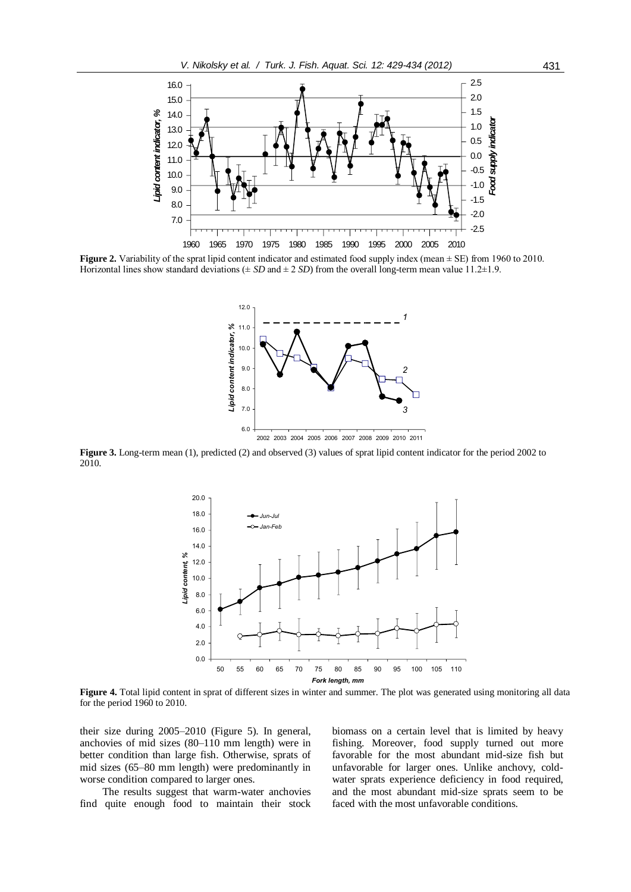**Figure 2.** Variability of the sprat lipid content indicator and estimated food supply index (mean ± SE) from 1960 to 2010. Horizontal lines show standard deviations (± *SD* and ± 2 *SD*) from the overall long-term mean value 11.2±1.9.

**Figure 3.** Long-term mean (1), predicted (2) and observed (3) values of sprat lipid content indicator for the period 2002 to 2010.

**Figure 4.** Total lipid content in sprat of different sizes in winter and summer. The plot was generated using monitoring all data for the period 1960 to 2010.

their size during 2005–2010 (Figure 5). In general, anchovies of mid sizes (80–110 mm length) were in better condition than large fish. Otherwise, sprats of mid sizes (65–80 mm length) were predominantly in worse condition compared to larger ones.

The results suggest that warm-water anchovies find quite enough food to maintain their stock biomass on a certain level that is limited by heavy fishing. Moreover, food supply turned out more favorable for the most abundant mid-size fish but unfavorable for larger ones. Unlike anchovy, cold-water sprats experience deficiency in food required, and the most abundant mid-size sprats seem to be faced with the most unfavorable conditions.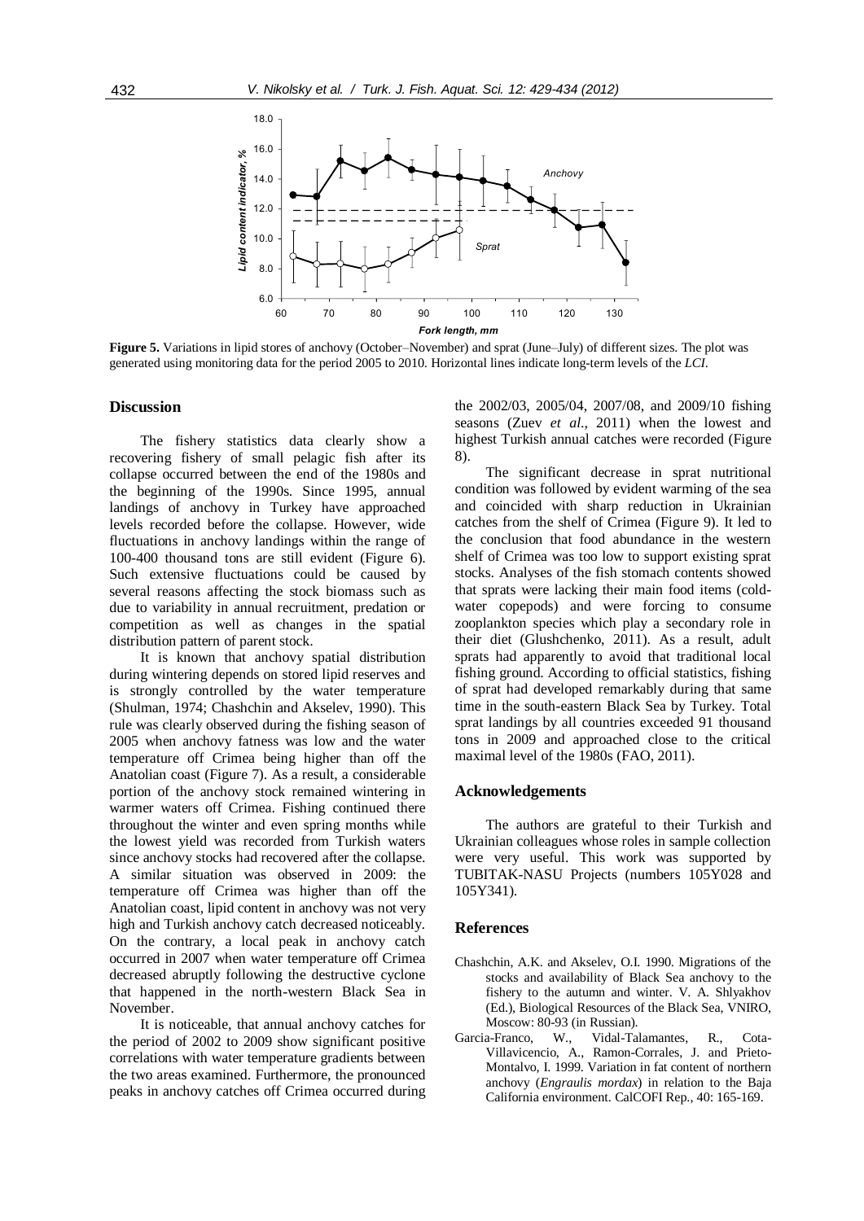**Figure 5.** Variations in lipid stores of anchovy (October–November) and sprat (June–July) of different sizes. The plot was generated using monitoring data for the period 2005 to 2010. Horizontal lines indicate long-term levels of the *LCI*.

## Discussion

The fishery statistics data clearly show a recovering fishery of small pelagic fish after its collapse occurred between the end of the 1980s and the beginning of the 1990s. Since 1995, annual landings of anchovy in Turkey have approached levels recorded before the collapse. However, wide fluctuations in anchovy landings within the range of 100-400 thousand tons are still evident (Figure 6). Such extensive fluctuations could be caused by several reasons affecting the stock biomass such as due to variability in annual recruitment, predation or competition as well as changes in the spatial distribution pattern of parent stock.

It is known that anchovy spatial distribution during wintering depends on stored lipid reserves and is strongly controlled by the water temperature (Shulman, 1974; Chashchin and Akselev, 1990). This rule was clearly observed during the fishing season of 2005 when anchovy fatness was low and the water temperature off Crimea being higher than off the Anatolian coast (Figure 7). As a result, a considerable portion of the anchovy stock remained wintering in warmer waters off Crimea. Fishing continued there throughout the winter and even spring months while the lowest yield was recorded from Turkish waters since anchovy stocks had recovered after the collapse. A similar situation was observed in 2009: the temperature off Crimea was higher than off the Anatolian coast, lipid content in anchovy was not very high and Turkish anchovy catch decreased noticeably. On the contrary, a local peak in anchovy catch occurred in 2007 when water temperature off Crimea decreased abruptly following the destructive cyclone that happened in the north-western Black Sea in November.

It is noticeable, that annual anchovy catches for the period of 2002 to 2009 show significant positive correlations with water temperature gradients between the two areas examined. Furthermore, the pronounced peaks in anchovy catches off Crimea occurred during the 2002/03, 2005/04, 2007/08, and 2009/10 fishing seasons (Zuev *et al*., 2011) when the lowest and highest Turkish annual catches were recorded (Figure 8).

The significant decrease in sprat nutritional condition was followed by evident warming of the sea and coincided with sharp reduction in Ukrainian catches from the shelf of Crimea (Figure 9). It led to the conclusion that food abundance in the western shelf of Crimea was too low to support existing sprat stocks. Analyses of the fish stomach contents showed that sprats were lacking their main food items (cold-water copepods) and were forcing to consume zooplankton species which play a secondary role in their diet (Glushchenko, 2011). As a result, adult sprats had apparently to avoid that traditional local fishing ground. According to official statistics, fishing of sprat had developed remarkably during that same time in the south-eastern Black Sea by Turkey. Total sprat landings by all countries exceeded 91 thousand tons in 2009 and approached close to the critical maximal level of the 1980s (FAO, 2011).

## Acknowledgements

The authors are grateful to their Turkish and Ukrainian colleagues whose roles in sample collection were very useful. This work was supported by TUBITAK-NASU Projects (numbers 105Y028 and 105Y341).

## References

Chashchin, A.K. and Akselev, O.I. 1990. Migrations of the stocks and availability of Black Sea anchovy to the fishery to the autumn and winter. V. A. Shlyakhov (Ed.), Biological Resources of the Black Sea, VNIRO, Moscow: 80-93 (in Russian).

Garcia-Franco, W., Vidal-Talamantes, R., Cota-Villavicencio, A., Ramon-Corrales, J. and Prieto-Montalvo, I. 1999. Variation in fat content of northern anchovy (*Engraulis mordax*) in relation to the Baja California environment. CalCOFI Rep., 40: 165-169.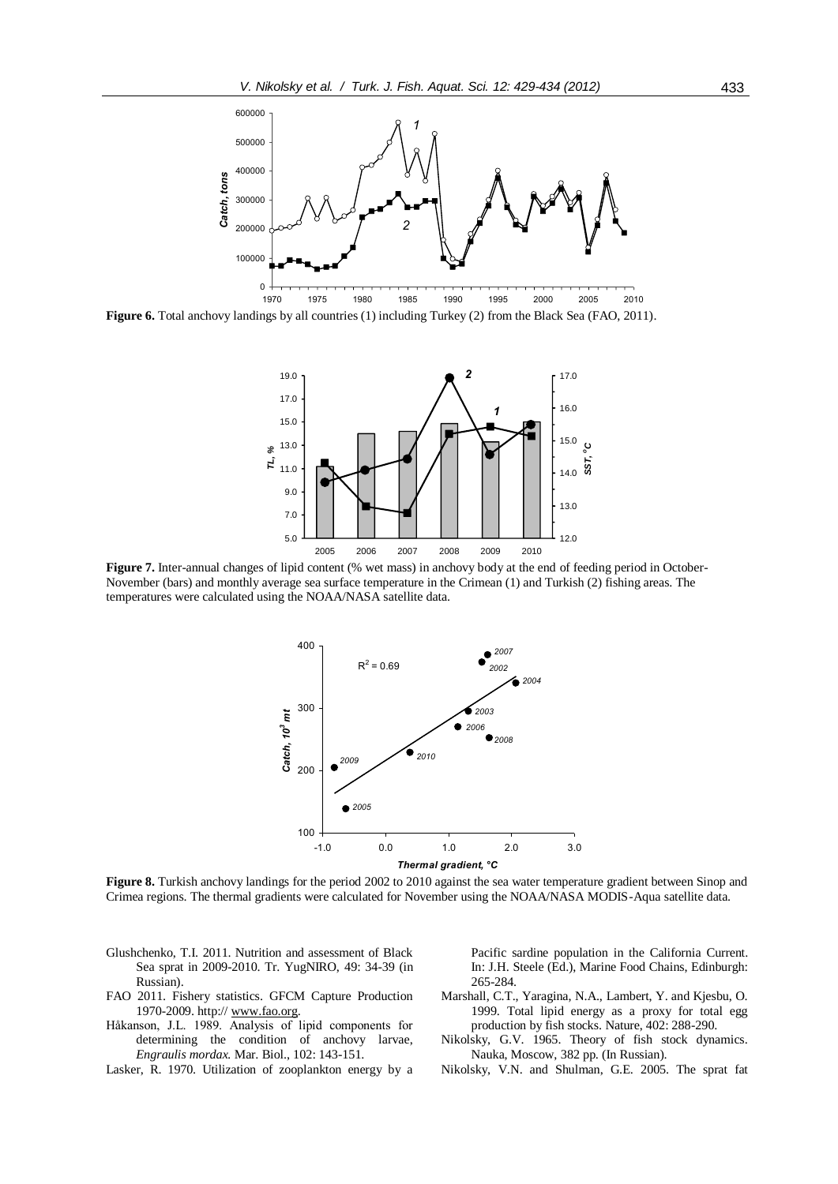**Figure 6.** Total anchovy landings by all countries (1) including Turkey (2) from the Black Sea (FAO, 2011).

**Figure 7.** Inter-annual changes of lipid content (% wet mass) in anchovy body at the end of feeding period in October-November (bars) and monthly average sea surface temperature in the Crimean (1) and Turkish (2) fishing areas. The temperatures were calculated using the NOAA/NASA satellite data.

**Figure 8.** Turkish anchovy landings for the period 2002 to 2010 against the sea water temperature gradient between Sinop and Crimea regions. The thermal gradients were calculated for November using the NOAA/NASA MODIS-Aqua satellite data.

Glushchenko, T.I. 2011. Nutrition and assessment of Black Sea sprat in 2009-2010. Tr. YugNIRO, 49: 34-39 (in Russian).

FAO 2011. Fishery statistics. GFCM Capture Production 1970-2009. http:// www.fao.org.

Håkanson, J.L. 1989. Analysis of lipid components for determining the condition of anchovy larvae, *Engraulis mordax*. Mar. Biol., 102: 143-151.

Lasker, R. 1970. Utilization of zooplankton energy by a Pacific sardine population in the California Current. In: J.H. Steele (Ed.), Marine Food Chains, Edinburgh: 265-284.

Marshall, C.T., Yaragina, N.A., Lambert, Y. and Kjesbu, O. 1999. Total lipid energy as a proxy for total egg production by fish stocks. Nature, 402: 288-290.

Nikolsky, G.V. 1965. Theory of fish stock dynamics. Nauka, Moscow, 382 pp. (In Russian).

Nikolsky, V.N. and Shulman, G.E. 2005. The sprat fat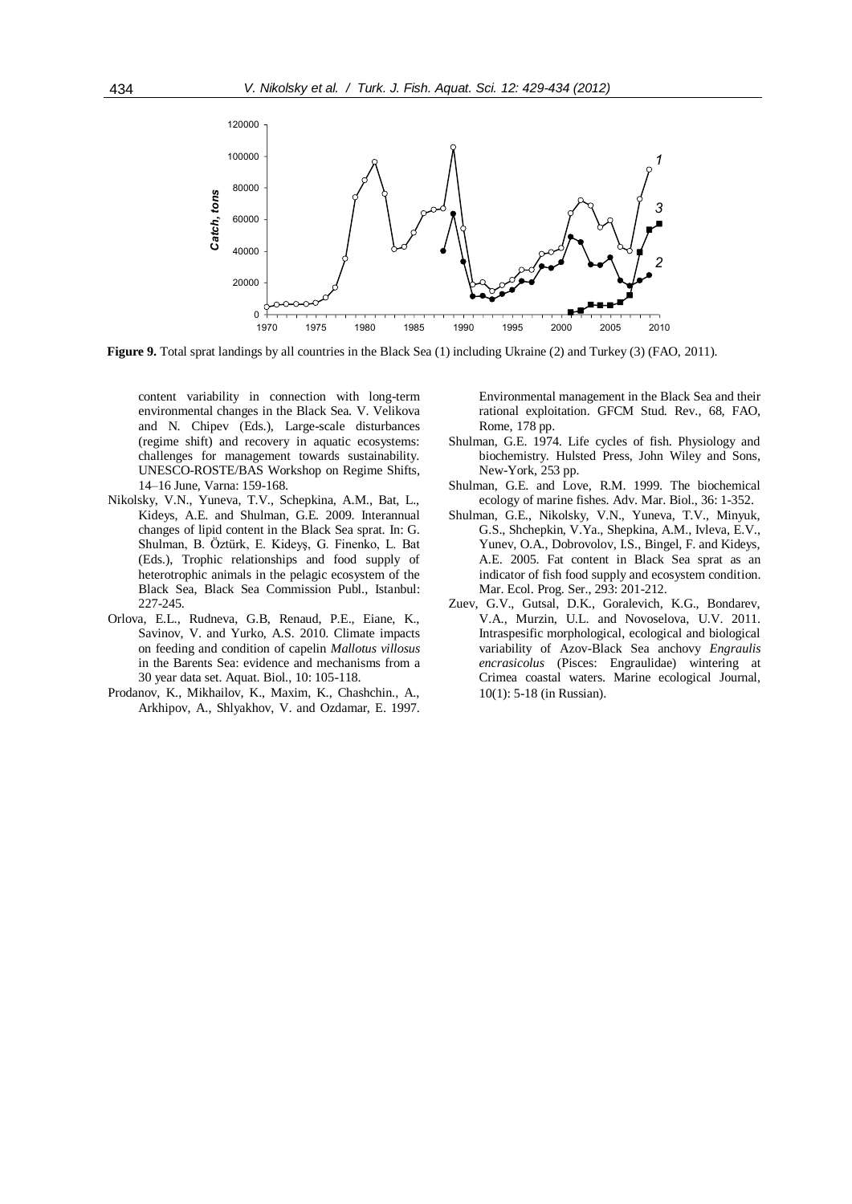120000

100000

80000

60000

40000

20000

0

1970 1975 1980 1985 1990 1995 2000 2005 2010

*Catch, tons*

*1*

*3*

*2*

**Figure 9.** Total sprat landings by all countries in the Black Sea (1) including Ukraine (2) and Turkey (3) (FAO, 2011).

content variability in connection with long-term environmental changes in the Black Sea. V. Velikova and N. Chipev (Eds.), Large-scale disturbances (regime shift) and recovery in aquatic ecosystems: challenges for management towards sustainability. UNESCO-ROSTE/BAS Workshop on Regime Shifts, 14–16 June, Varna: 159-168.

Nikolsky, V.N., Yuneva, T.V., Schepkina, A.M., Bat, L., Kideys, A.E. and Shulman, G.E. 2009. Interannual changes of lipid content in the Black Sea sprat. In: G. Shulman, B. Öztürk, E. Kideyş, G. Finenko, L. Bat (Eds.), Trophic relationships and food supply of heterotrophic animals in the pelagic ecosystem of the Black Sea, Black Sea Commission Publ., Istanbul: 227-245.

Orlova, E.L., Rudneva, G.B, Renaud, P.E., Eiane, K., Savinov, V. and Yurko, A.S. 2010. Climate impacts on feeding and condition of capelin *Mallotus villosus* in the Barents Sea: evidence and mechanisms from a 30 year data set. Aquat. Biol., 10: 105-118.

Prodanov, K., Mikhailov, K., Maxim, K., Chashchin., A., Arkhipov, A., Shlyakhov, V. and Ozdamar, E. 1997. Environmental management in the Black Sea and their rational exploitation. GFCM Stud. Rev., 68, FAO, Rome, 178 pp.

Shulman, G.E. 1974. Life cycles of fish. Physiology and biochemistry. Hulsted Press, John Wiley and Sons, New-York, 253 pp.

Shulman, G.E. and Love, R.M. 1999. The biochemical ecology of marine fishes. Adv. Mar. Biol., 36: 1-352.

Shulman, G.E., Nikolsky, V.N., Yuneva, T.V., Minyuk, G.S., Shchepkin, V.Ya., Shepkina, A.M., Ivleva, E.V., Yunev, O.A., Dobrovolov, I.S., Bingel, F. and Kideys, A.E. 2005. Fat content in Black Sea sprat as an indicator of fish food supply and ecosystem condition. Mar. Ecol. Prog. Ser., 293: 201-212.

Zuev, G.V., Gutsal, D.K., Goralevich, K.G., Bondarev, V.A., Murzin, U.L. and Novoselova, U.V. 2011. Intraspesific morphological, ecological and biological variability of Azov-Black Sea anchovy *Engraulis encrasicolus* (Pisces: Engraulidae) wintering at Crimea coastal waters. Marine ecological Journal, 10(1): 5-18 (in Russian).